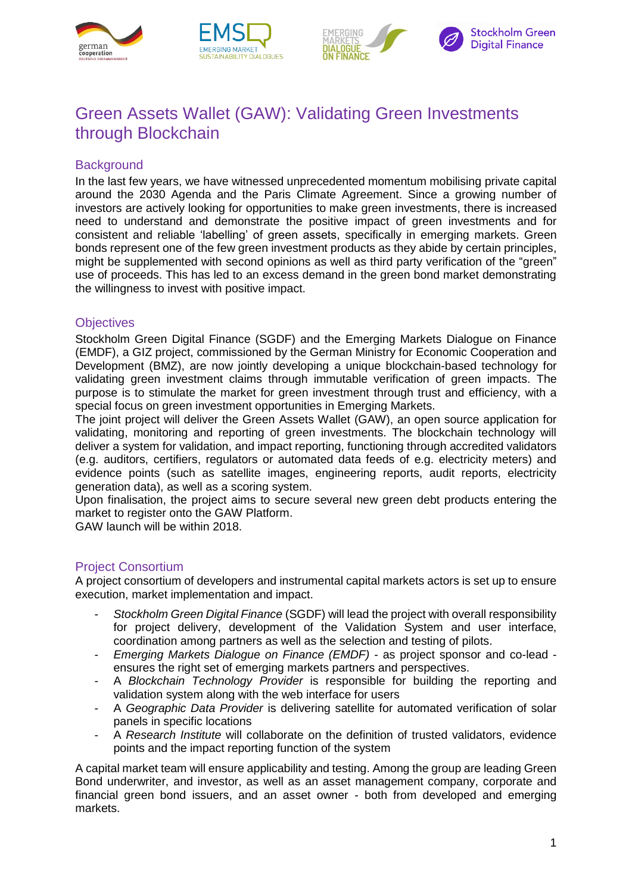# Green Assets Wallet (GAW): Validating Green Investments through Blockchain

## Background

In the last few years, we have witnessed unprecedented momentum mobilising private capital around the 2030 Agenda and the Paris Climate Agreement. Since a growing number of investors are actively looking for opportunities to make green investments, there is increased need to understand and demonstrate the positive impact of green investments and for consistent and reliable 'labelling' of green assets, specifically in emerging markets. Green bonds represent one of the few green investment products as they abide by certain principles, might be supplemented with second opinions as well as third party verification of the "green" use of proceeds. This has led to an excess demand in the green bond market demonstrating the willingness to invest with positive impact.

## Objectives

Stockholm Green Digital Finance (SGDF) and the Emerging Markets Dialogue on Finance (EMDF), a GIZ project, commissioned by the German Ministry for Economic Cooperation and Development (BMZ), are now jointly developing a unique blockchain-based technology for validating green investment claims through immutable verification of green impacts. The purpose is to stimulate the market for green investment through trust and efficiency, with a special focus on green investment opportunities in Emerging Markets.

The joint project will deliver the Green Assets Wallet (GAW), an open source application for validating, monitoring and reporting of green investments. The blockchain technology will deliver a system for validation, and impact reporting, functioning through accredited validators (e.g. auditors, certifiers, regulators or automated data feeds of e.g. electricity meters) and evidence points (such as satellite images, engineering reports, audit reports, electricity generation data), as well as a scoring system.

Upon finalisation, the project aims to secure several new green debt products entering the market to register onto the GAW Platform.

GAW launch will be within 2018.

## Project Consortium

A project consortium of developers and instrumental capital markets actors is set up to ensure execution, market implementation and impact.

- *Stockholm Green Digital Finance* (SGDF) will lead the project with overall responsibility for project delivery, development of the Validation System and user interface, coordination among partners as well as the selection and testing of pilots.
- *Emerging Markets Dialogue on Finance (EMDF)* - as project sponsor and co-lead - ensures the right set of emerging markets partners and perspectives.
- A *Blockchain Technology Provider* is responsible for building the reporting and validation system along with the web interface for users
- A *Geographic Data Provider* is delivering satellite for automated verification of solar panels in specific locations
- A *Research Institute* will collaborate on the definition of trusted validators, evidence points and the impact reporting function of the system

A capital market team will ensure applicability and testing. Among the group are leading Green Bond underwriter, and investor, as well as an asset management company, corporate and financial green bond issuers, and an asset owner - both from developed and emerging markets.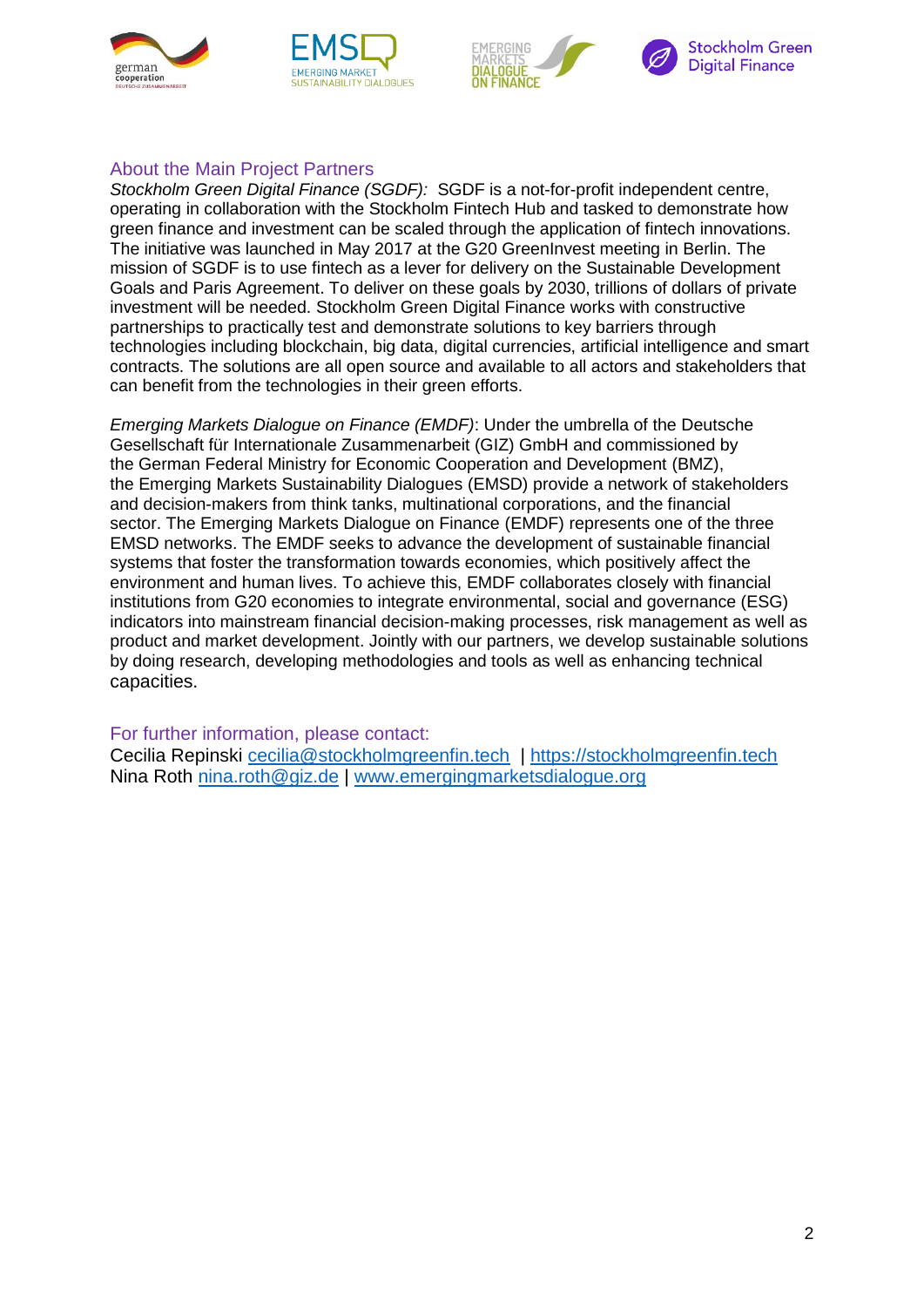## About the Main Project Partners

*Stockholm Green Digital Finance (SGDF):* SGDF is a not-for-profit independent centre, operating in collaboration with the Stockholm Fintech Hub and tasked to demonstrate how green finance and investment can be scaled through the application of fintech innovations. The initiative was launched in May 2017 at the G20 GreenInvest meeting in Berlin. The mission of SGDF is to use fintech as a lever for delivery on the Sustainable Development Goals and Paris Agreement. To deliver on these goals by 2030, trillions of dollars of private investment will be needed. Stockholm Green Digital Finance works with constructive partnerships to practically test and demonstrate solutions to key barriers through technologies including blockchain, big data, digital currencies, artificial intelligence and smart contracts. The solutions are all open source and available to all actors and stakeholders that can benefit from the technologies in their green efforts.

*Emerging Markets Dialogue on Finance (EMDF)*: Under the umbrella of the Deutsche Gesellschaft für Internationale Zusammenarbeit (GIZ) GmbH and commissioned by the German Federal Ministry for Economic Cooperation and Development (BMZ), the Emerging Markets Sustainability Dialogues (EMSD) provide a network of stakeholders and decision-makers from think tanks, multinational corporations, and the financial sector. The Emerging Markets Dialogue on Finance (EMDF) represents one of the three EMSD networks. The EMDF seeks to advance the development of sustainable financial systems that foster the transformation towards economies, which positively affect the environment and human lives. To achieve this, EMDF collaborates closely with financial institutions from G20 economies to integrate environmental, social and governance (ESG) indicators into mainstream financial decision-making processes, risk management as well as product and market development. Jointly with our partners, we develop sustainable solutions by doing research, developing methodologies and tools as well as enhancing technical capacities.

## For further information, please contact:

Cecilia Repinski [cecilia@stockholmgreenfin.tech](mailto:cecilia@stockholmgreenfin.tech) | [https://stockholmgreenfin.tech](https://stockholmgreenfin.tech)
Nina Roth [nina.roth@giz.de](mailto:nina.roth@giz.de) | [www.emergingmarketsdialogue.org](http://www.emergingmarketsdialogue.org)